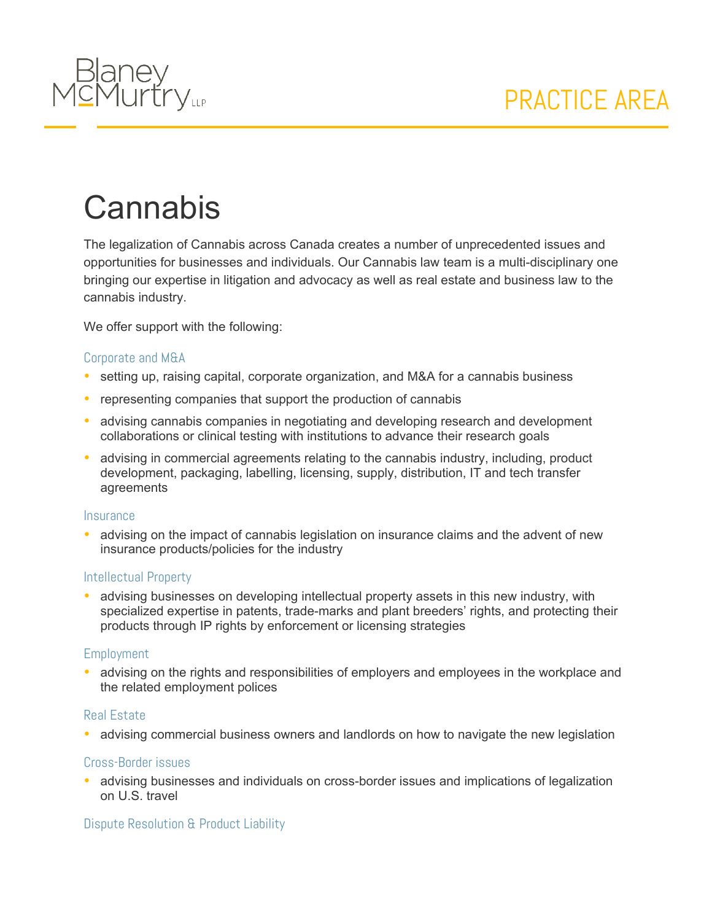# Cannabis

The legalization of Cannabis across Canada creates a number of unprecedented issues and opportunities for businesses and individuals. Our Cannabis law team is a multi-disciplinary one bringing our expertise in litigation and advocacy as well as real estate and business law to the cannabis industry.

We offer support with the following:

### Corporate and M&A

- setting up, raising capital, corporate organization, and M&A for a cannabis business
- representing companies that support the production of cannabis
- advising cannabis companies in negotiating and developing research and development collaborations or clinical testing with institutions to advance their research goals
- advising in commercial agreements relating to the cannabis industry, including, product development, packaging, labelling, licensing, supply, distribution, IT and tech transfer agreements

### Insurance

- advising on the impact of cannabis legislation on insurance claims and the advent of new insurance products/policies for the industry

### Intellectual Property

- advising businesses on developing intellectual property assets in this new industry, with specialized expertise in patents, trade-marks and plant breeders' rights, and protecting their products through IP rights by enforcement or licensing strategies

### Employment

- advising on the rights and responsibilities of employers and employees in the workplace and the related employment polices

### Real Estate

- advising commercial business owners and landlords on how to navigate the new legislation

### Cross-Border issues

- advising businesses and individuals on cross-border issues and implications of legalization on U.S. travel

### Dispute Resolution & Product Liability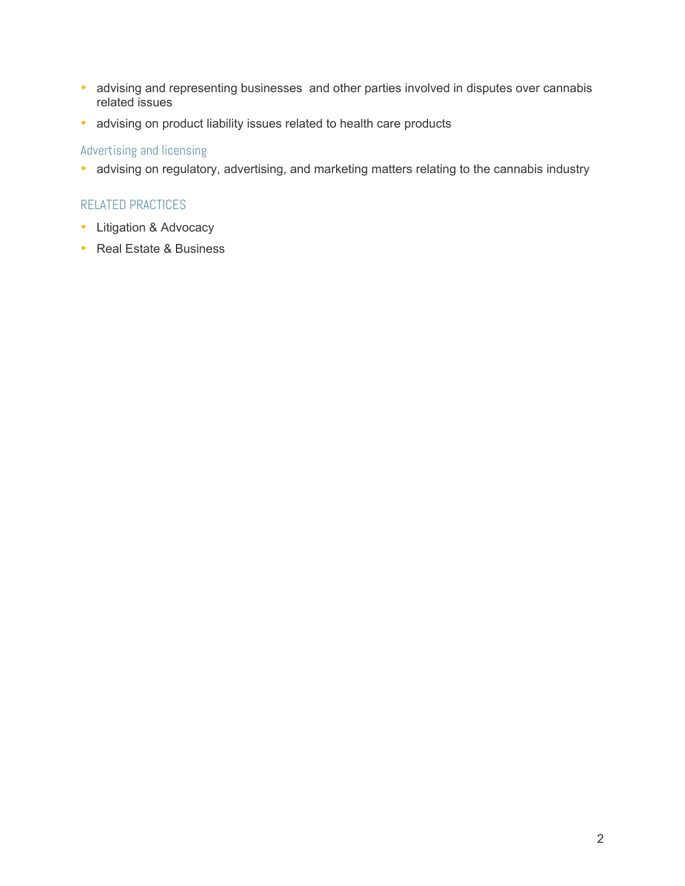- advising and representing businesses and other parties involved in disputes over cannabis related issues
- advising on product liability issues related to health care products

### Advertising and licensing

- advising on regulatory, advertising, and marketing matters relating to the cannabis industry

## RELATED PRACTICES

- Litigation & Advocacy
- Real Estate & Business